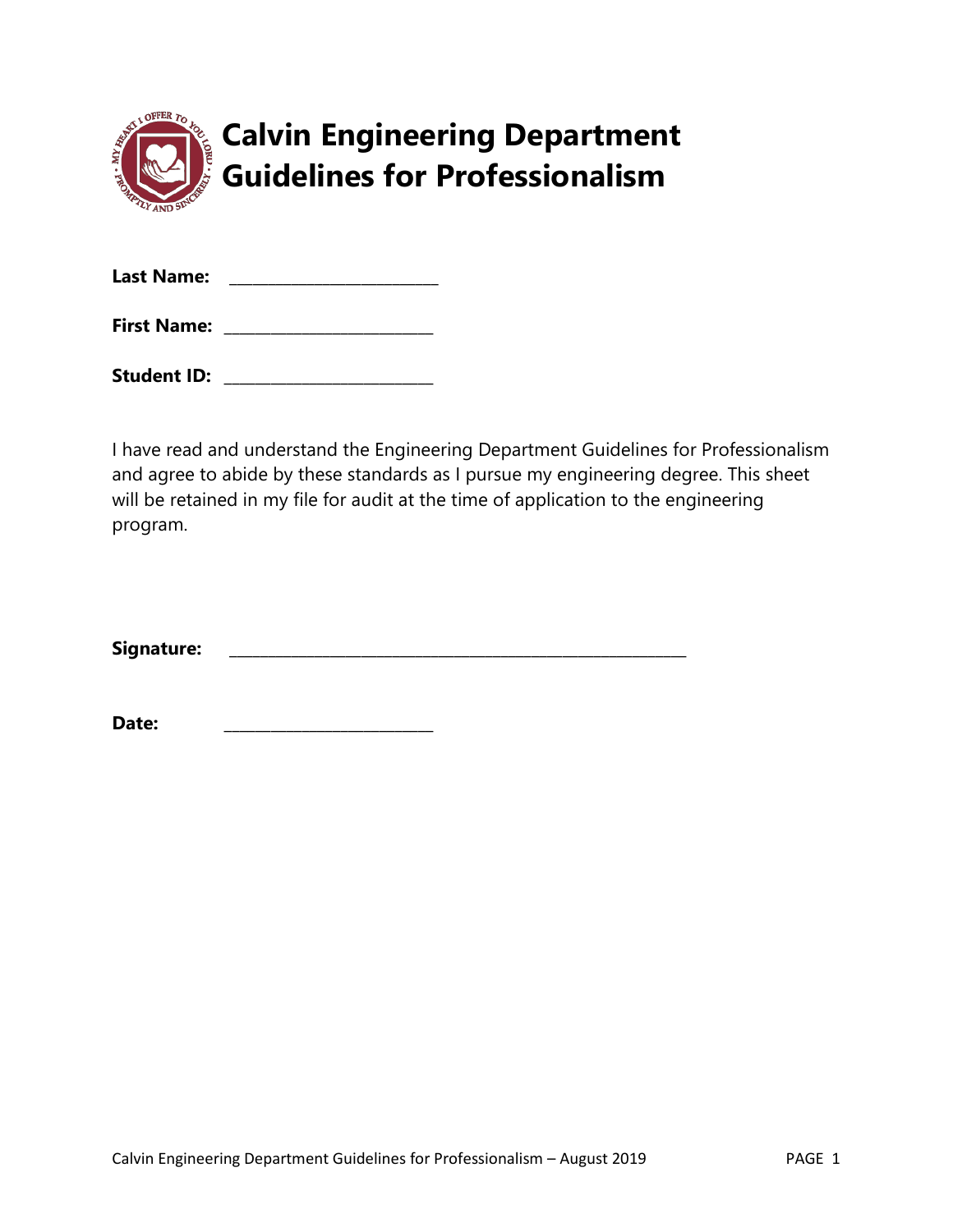# Calvin Engineering Department Guidelines for Professionalism

**Last Name:** ________________________

**First Name:** ________________________

**Student ID:** ________________________

I have read and understand the Engineering Department Guidelines for Professionalism and agree to abide by these standards as I pursue my engineering degree. This sheet will be retained in my file for audit at the time of application to the engineering program.

**Signature:** ____________________________________________________

**Date:** ________________________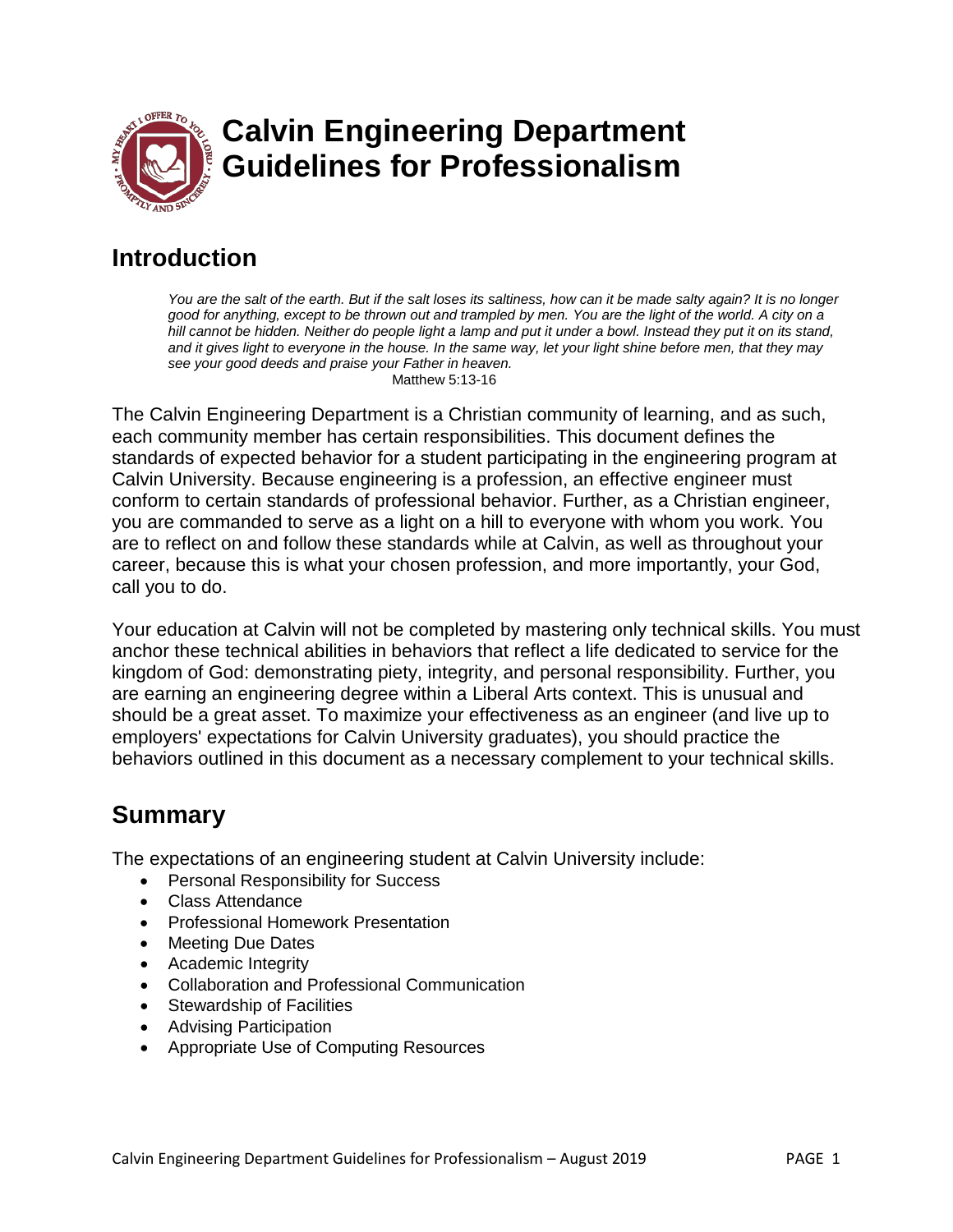# Calvin Engineering Department Guidelines for Professionalism

## Introduction

> *You are the salt of the earth. But if the salt loses its saltiness, how can it be made salty again? It is no longer good for anything, except to be thrown out and trampled by men. You are the light of the world. A city on a hill cannot be hidden. Neither do people light a lamp and put it under a bowl. Instead they put it on its stand, and it gives light to everyone in the house. In the same way, let your light shine before men, that they may see your good deeds and praise your Father in heaven.*
>
> Matthew 5:13-16

The Calvin Engineering Department is a Christian community of learning, and as such, each community member has certain responsibilities. This document defines the standards of expected behavior for a student participating in the engineering program at Calvin University. Because engineering is a profession, an effective engineer must conform to certain standards of professional behavior. Further, as a Christian engineer, you are commanded to serve as a light on a hill to everyone with whom you work. You are to reflect on and follow these standards while at Calvin, as well as throughout your career, because this is what your chosen profession, and more importantly, your God, call you to do.

Your education at Calvin will not be completed by mastering only technical skills. You must anchor these technical abilities in behaviors that reflect a life dedicated to service for the kingdom of God: demonstrating piety, integrity, and personal responsibility. Further, you are earning an engineering degree within a Liberal Arts context. This is unusual and should be a great asset. To maximize your effectiveness as an engineer (and live up to employers' expectations for Calvin University graduates), you should practice the behaviors outlined in this document as a necessary complement to your technical skills.

## Summary

The expectations of an engineering student at Calvin University include:

- Personal Responsibility for Success
- Class Attendance
- Professional Homework Presentation
- Meeting Due Dates
- Academic Integrity
- Collaboration and Professional Communication
- Stewardship of Facilities
- Advising Participation
- Appropriate Use of Computing Resources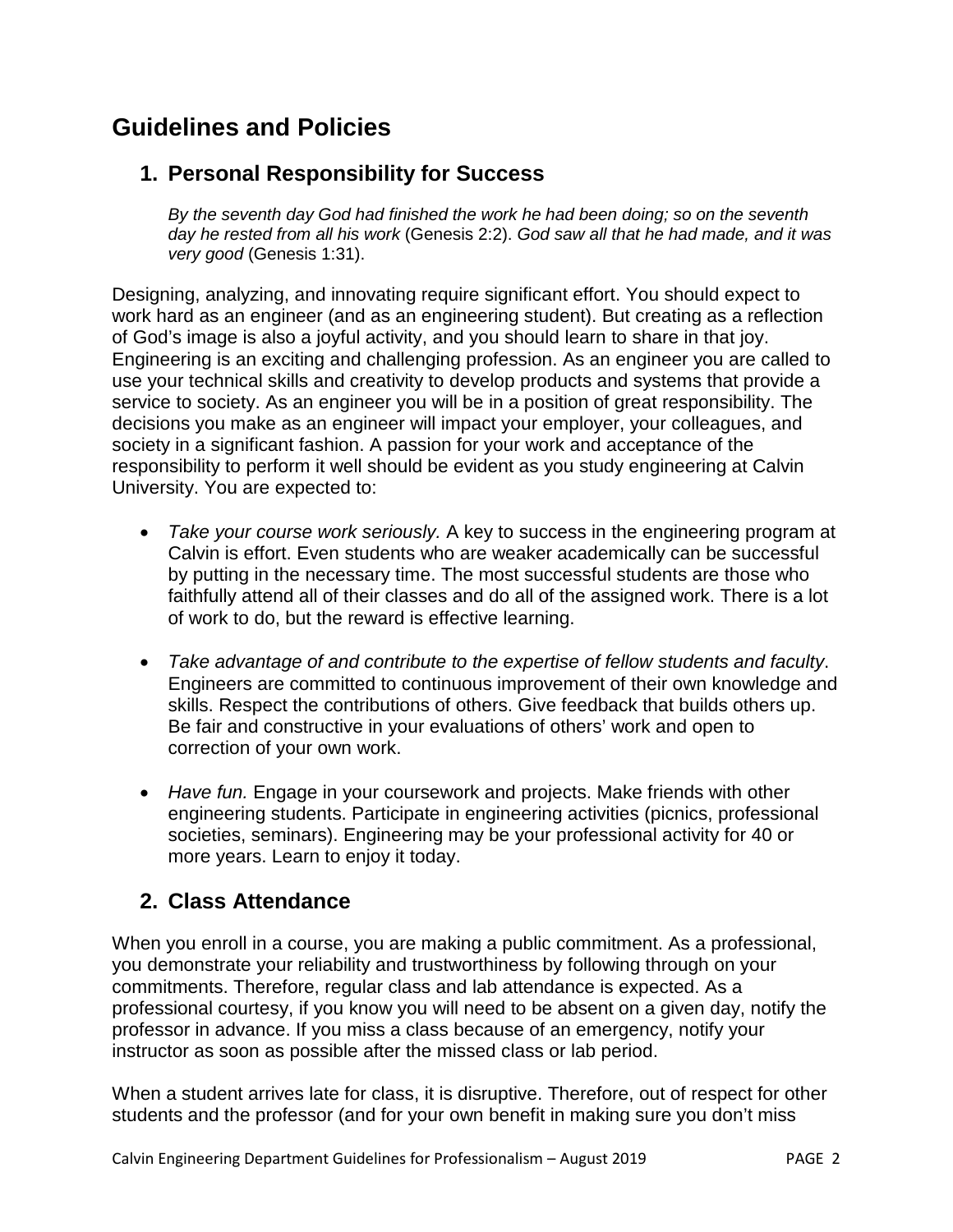# Guidelines and Policies

## 1. Personal Responsibility for Success

> *By the seventh day God had finished the work he had been doing; so on the seventh day he rested from all his work* (Genesis 2:2). *God saw all that he had made, and it was very good* (Genesis 1:31).

Designing, analyzing, and innovating require significant effort. You should expect to work hard as an engineer (and as an engineering student). But creating as a reflection of God's image is also a joyful activity, and you should learn to share in that joy. Engineering is an exciting and challenging profession. As an engineer you are called to use your technical skills and creativity to develop products and systems that provide a service to society. As an engineer you will be in a position of great responsibility. The decisions you make as an engineer will impact your employer, your colleagues, and society in a significant fashion. A passion for your work and acceptance of the responsibility to perform it well should be evident as you study engineering at Calvin University. You are expected to:

- *Take your course work seriously.* A key to success in the engineering program at Calvin is effort. Even students who are weaker academically can be successful by putting in the necessary time. The most successful students are those who faithfully attend all of their classes and do all of the assigned work. There is a lot of work to do, but the reward is effective learning.

- *Take advantage of and contribute to the expertise of fellow students and faculty*. Engineers are committed to continuous improvement of their own knowledge and skills. Respect the contributions of others. Give feedback that builds others up. Be fair and constructive in your evaluations of others' work and open to correction of your own work.

- *Have fun.* Engage in your coursework and projects. Make friends with other engineering students. Participate in engineering activities (picnics, professional societies, seminars). Engineering may be your professional activity for 40 or more years. Learn to enjoy it today.

## 2. Class Attendance

When you enroll in a course, you are making a public commitment. As a professional, you demonstrate your reliability and trustworthiness by following through on your commitments. Therefore, regular class and lab attendance is expected. As a professional courtesy, if you know you will need to be absent on a given day, notify the professor in advance. If you miss a class because of an emergency, notify your instructor as soon as possible after the missed class or lab period.

When a student arrives late for class, it is disruptive. Therefore, out of respect for other students and the professor (and for your own benefit in making sure you don't miss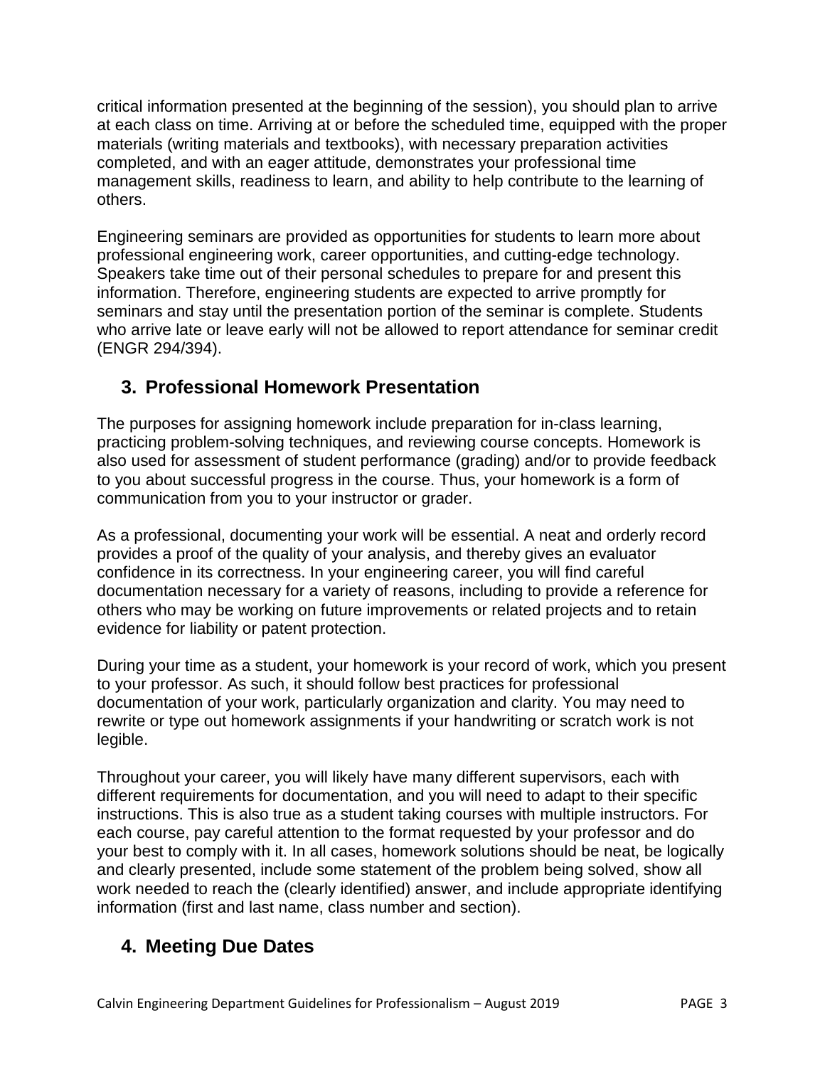critical information presented at the beginning of the session), you should plan to arrive at each class on time. Arriving at or before the scheduled time, equipped with the proper materials (writing materials and textbooks), with necessary preparation activities completed, and with an eager attitude, demonstrates your professional time management skills, readiness to learn, and ability to help contribute to the learning of others.

Engineering seminars are provided as opportunities for students to learn more about professional engineering work, career opportunities, and cutting-edge technology. Speakers take time out of their personal schedules to prepare for and present this information. Therefore, engineering students are expected to arrive promptly for seminars and stay until the presentation portion of the seminar is complete. Students who arrive late or leave early will not be allowed to report attendance for seminar credit (ENGR 294/394).

## 3. Professional Homework Presentation

The purposes for assigning homework include preparation for in-class learning, practicing problem-solving techniques, and reviewing course concepts. Homework is also used for assessment of student performance (grading) and/or to provide feedback to you about successful progress in the course. Thus, your homework is a form of communication from you to your instructor or grader.

As a professional, documenting your work will be essential. A neat and orderly record provides a proof of the quality of your analysis, and thereby gives an evaluator confidence in its correctness. In your engineering career, you will find careful documentation necessary for a variety of reasons, including to provide a reference for others who may be working on future improvements or related projects and to retain evidence for liability or patent protection.

During your time as a student, your homework is your record of work, which you present to your professor. As such, it should follow best practices for professional documentation of your work, particularly organization and clarity. You may need to rewrite or type out homework assignments if your handwriting or scratch work is not legible.

Throughout your career, you will likely have many different supervisors, each with different requirements for documentation, and you will need to adapt to their specific instructions. This is also true as a student taking courses with multiple instructors. For each course, pay careful attention to the format requested by your professor and do your best to comply with it. In all cases, homework solutions should be neat, be logically and clearly presented, include some statement of the problem being solved, show all work needed to reach the (clearly identified) answer, and include appropriate identifying information (first and last name, class number and section).

## 4. Meeting Due Dates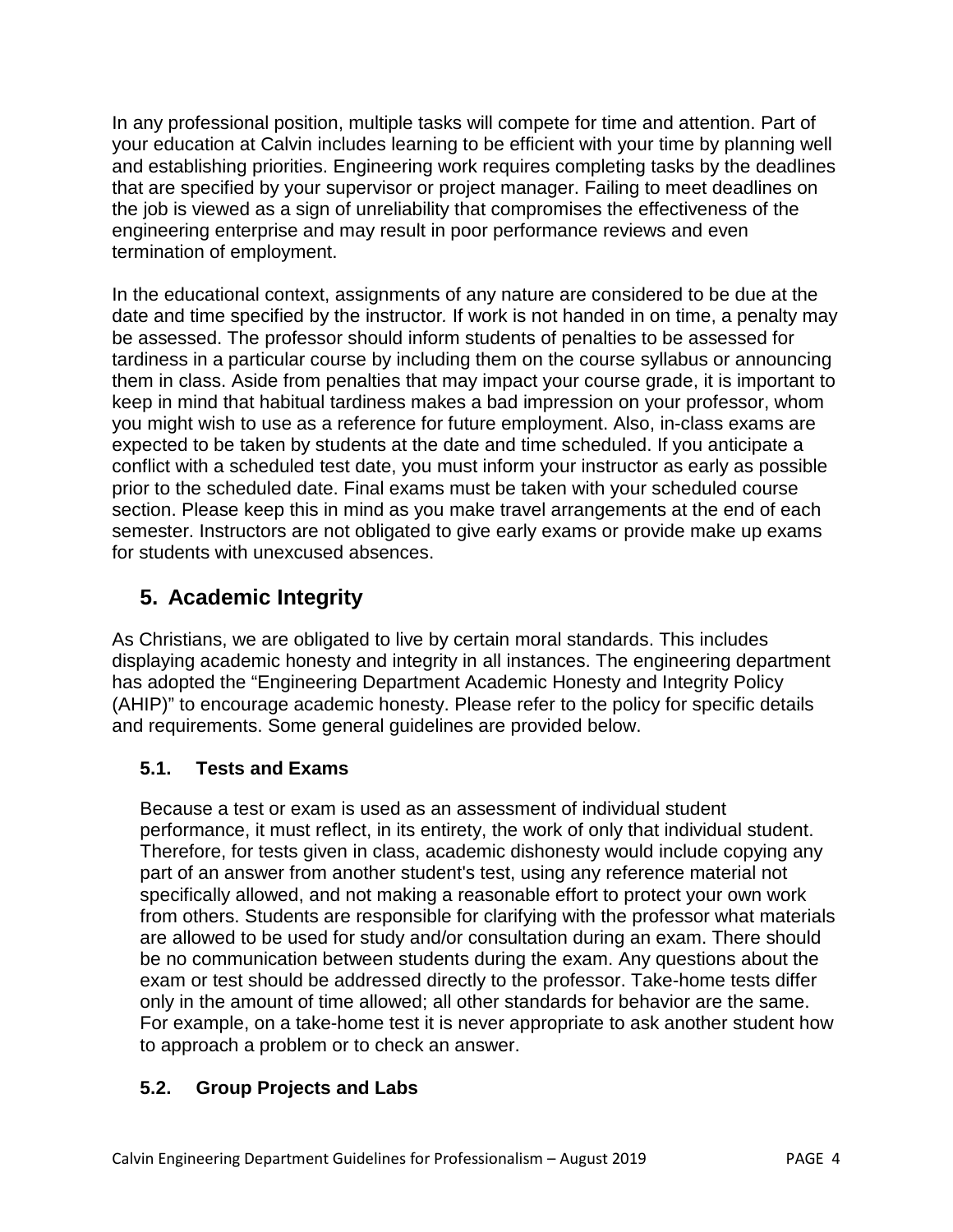In any professional position, multiple tasks will compete for time and attention. Part of your education at Calvin includes learning to be efficient with your time by planning well and establishing priorities. Engineering work requires completing tasks by the deadlines that are specified by your supervisor or project manager. Failing to meet deadlines on the job is viewed as a sign of unreliability that compromises the effectiveness of the engineering enterprise and may result in poor performance reviews and even termination of employment.

In the educational context, assignments of any nature are considered to be due at the date and time specified by the instructor. If work is not handed in on time, a penalty may be assessed. The professor should inform students of penalties to be assessed for tardiness in a particular course by including them on the course syllabus or announcing them in class. Aside from penalties that may impact your course grade, it is important to keep in mind that habitual tardiness makes a bad impression on your professor, whom you might wish to use as a reference for future employment. Also, in-class exams are expected to be taken by students at the date and time scheduled. If you anticipate a conflict with a scheduled test date, you must inform your instructor as early as possible prior to the scheduled date. Final exams must be taken with your scheduled course section. Please keep this in mind as you make travel arrangements at the end of each semester. Instructors are not obligated to give early exams or provide make up exams for students with unexcused absences.

## 5. Academic Integrity

As Christians, we are obligated to live by certain moral standards. This includes displaying academic honesty and integrity in all instances. The engineering department has adopted the "Engineering Department Academic Honesty and Integrity Policy (AHIP)" to encourage academic honesty. Please refer to the policy for specific details and requirements. Some general guidelines are provided below.

### 5.1. Tests and Exams

Because a test or exam is used as an assessment of individual student performance, it must reflect, in its entirety, the work of only that individual student. Therefore, for tests given in class, academic dishonesty would include copying any part of an answer from another student's test, using any reference material not specifically allowed, and not making a reasonable effort to protect your own work from others. Students are responsible for clarifying with the professor what materials are allowed to be used for study and/or consultation during an exam. There should be no communication between students during the exam. Any questions about the exam or test should be addressed directly to the professor. Take-home tests differ only in the amount of time allowed; all other standards for behavior are the same. For example, on a take-home test it is never appropriate to ask another student how to approach a problem or to check an answer.

### 5.2. Group Projects and Labs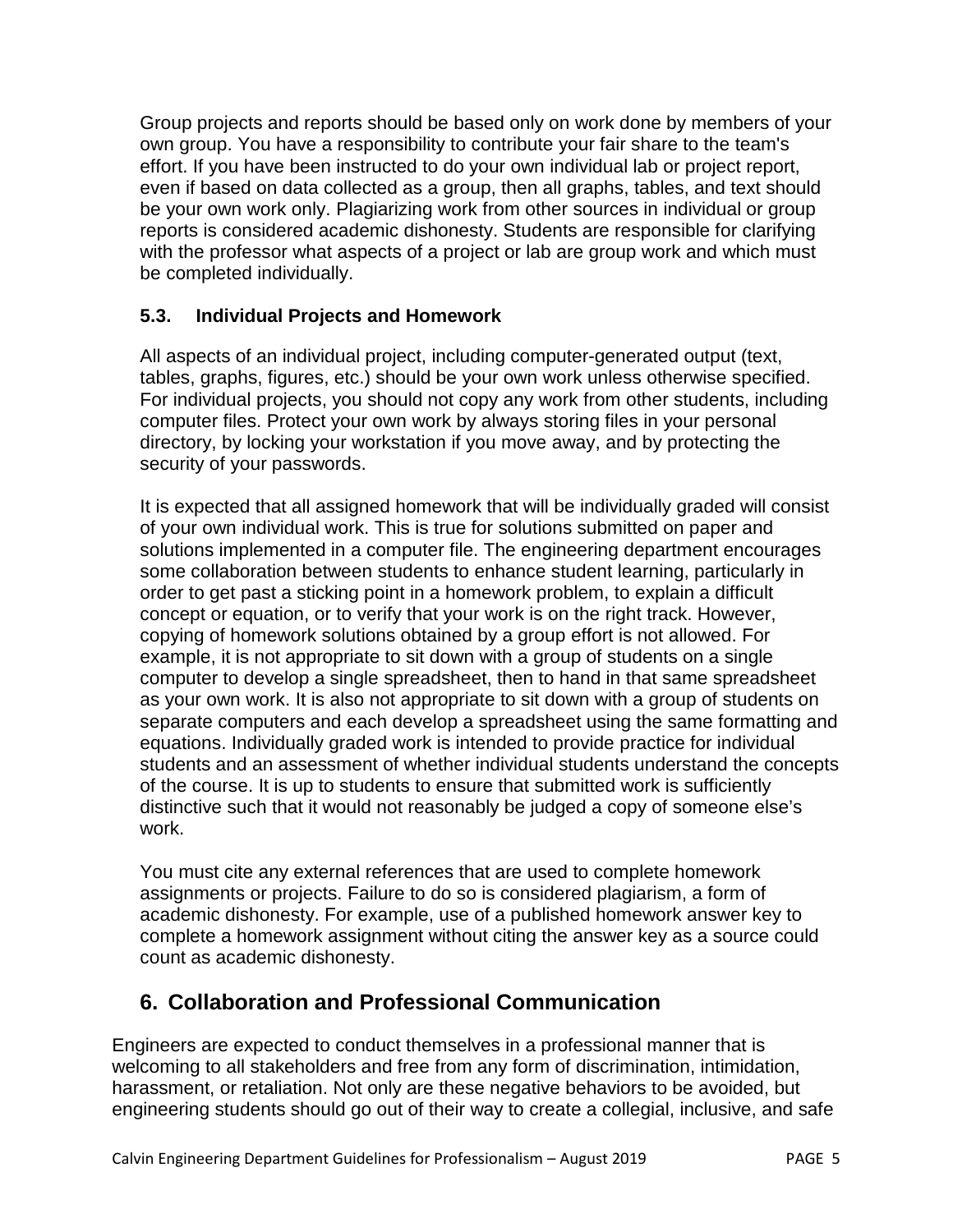Group projects and reports should be based only on work done by members of your own group. You have a responsibility to contribute your fair share to the team's effort. If you have been instructed to do your own individual lab or project report, even if based on data collected as a group, then all graphs, tables, and text should be your own work only. Plagiarizing work from other sources in individual or group reports is considered academic dishonesty. Students are responsible for clarifying with the professor what aspects of a project or lab are group work and which must be completed individually.

### 5.3. Individual Projects and Homework

All aspects of an individual project, including computer-generated output (text, tables, graphs, figures, etc.) should be your own work unless otherwise specified. For individual projects, you should not copy any work from other students, including computer files. Protect your own work by always storing files in your personal directory, by locking your workstation if you move away, and by protecting the security of your passwords.

It is expected that all assigned homework that will be individually graded will consist of your own individual work. This is true for solutions submitted on paper and solutions implemented in a computer file. The engineering department encourages some collaboration between students to enhance student learning, particularly in order to get past a sticking point in a homework problem, to explain a difficult concept or equation, or to verify that your work is on the right track. However, copying of homework solutions obtained by a group effort is not allowed. For example, it is not appropriate to sit down with a group of students on a single computer to develop a single spreadsheet, then to hand in that same spreadsheet as your own work. It is also not appropriate to sit down with a group of students on separate computers and each develop a spreadsheet using the same formatting and equations. Individually graded work is intended to provide practice for individual students and an assessment of whether individual students understand the concepts of the course. It is up to students to ensure that submitted work is sufficiently distinctive such that it would not reasonably be judged a copy of someone else's work.

You must cite any external references that are used to complete homework assignments or projects. Failure to do so is considered plagiarism, a form of academic dishonesty. For example, use of a published homework answer key to complete a homework assignment without citing the answer key as a source could count as academic dishonesty.

## 6. Collaboration and Professional Communication

Engineers are expected to conduct themselves in a professional manner that is welcoming to all stakeholders and free from any form of discrimination, intimidation, harassment, or retaliation. Not only are these negative behaviors to be avoided, but engineering students should go out of their way to create a collegial, inclusive, and safe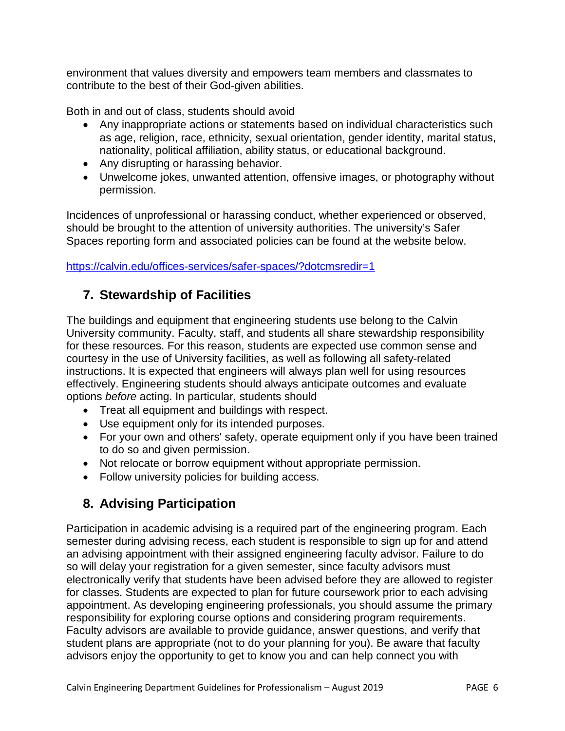environment that values diversity and empowers team members and classmates to contribute to the best of their God-given abilities.

Both in and out of class, students should avoid

- Any inappropriate actions or statements based on individual characteristics such as age, religion, race, ethnicity, sexual orientation, gender identity, marital status, nationality, political affiliation, ability status, or educational background.
- Any disrupting or harassing behavior.
- Unwelcome jokes, unwanted attention, offensive images, or photography without permission.

Incidences of unprofessional or harassing conduct, whether experienced or observed, should be brought to the attention of university authorities. The university's Safer Spaces reporting form and associated policies can be found at the website below.

https://calvin.edu/offices-services/safer-spaces/?dotcmsredir=1

## 7. Stewardship of Facilities

The buildings and equipment that engineering students use belong to the Calvin University community. Faculty, staff, and students all share stewardship responsibility for these resources. For this reason, students are expected use common sense and courtesy in the use of University facilities, as well as following all safety-related instructions. It is expected that engineers will always plan well for using resources effectively. Engineering students should always anticipate outcomes and evaluate options *before* acting. In particular, students should

- Treat all equipment and buildings with respect.
- Use equipment only for its intended purposes.
- For your own and others' safety, operate equipment only if you have been trained to do so and given permission.
- Not relocate or borrow equipment without appropriate permission.
- Follow university policies for building access.

## 8. Advising Participation

Participation in academic advising is a required part of the engineering program. Each semester during advising recess, each student is responsible to sign up for and attend an advising appointment with their assigned engineering faculty advisor. Failure to do so will delay your registration for a given semester, since faculty advisors must electronically verify that students have been advised before they are allowed to register for classes. Students are expected to plan for future coursework prior to each advising appointment. As developing engineering professionals, you should assume the primary responsibility for exploring course options and considering program requirements. Faculty advisors are available to provide guidance, answer questions, and verify that student plans are appropriate (not to do your planning for you). Be aware that faculty advisors enjoy the opportunity to get to know you and can help connect you with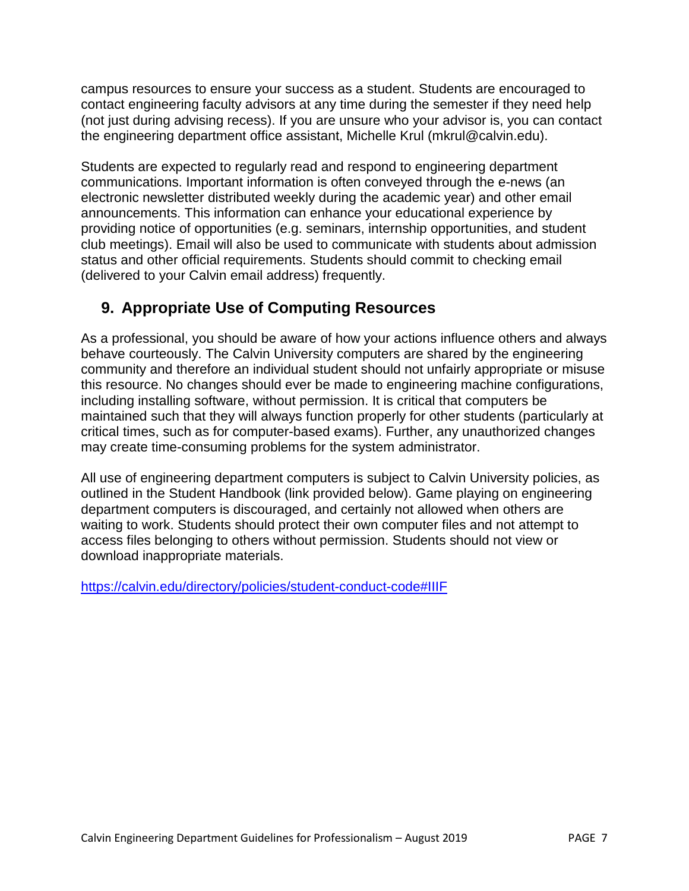campus resources to ensure your success as a student. Students are encouraged to contact engineering faculty advisors at any time during the semester if they need help (not just during advising recess). If you are unsure who your advisor is, you can contact the engineering department office assistant, Michelle Krul (mkrul@calvin.edu).

Students are expected to regularly read and respond to engineering department communications. Important information is often conveyed through the e-news (an electronic newsletter distributed weekly during the academic year) and other email announcements. This information can enhance your educational experience by providing notice of opportunities (e.g. seminars, internship opportunities, and student club meetings). Email will also be used to communicate with students about admission status and other official requirements. Students should commit to checking email (delivered to your Calvin email address) frequently.

## 9. Appropriate Use of Computing Resources

As a professional, you should be aware of how your actions influence others and always behave courteously. The Calvin University computers are shared by the engineering community and therefore an individual student should not unfairly appropriate or misuse this resource. No changes should ever be made to engineering machine configurations, including installing software, without permission. It is critical that computers be maintained such that they will always function properly for other students (particularly at critical times, such as for computer-based exams). Further, any unauthorized changes may create time-consuming problems for the system administrator.

All use of engineering department computers is subject to Calvin University policies, as outlined in the Student Handbook (link provided below). Game playing on engineering department computers is discouraged, and certainly not allowed when others are waiting to work. Students should protect their own computer files and not attempt to access files belonging to others without permission. Students should not view or download inappropriate materials.

https://calvin.edu/directory/policies/student-conduct-code#IIIF